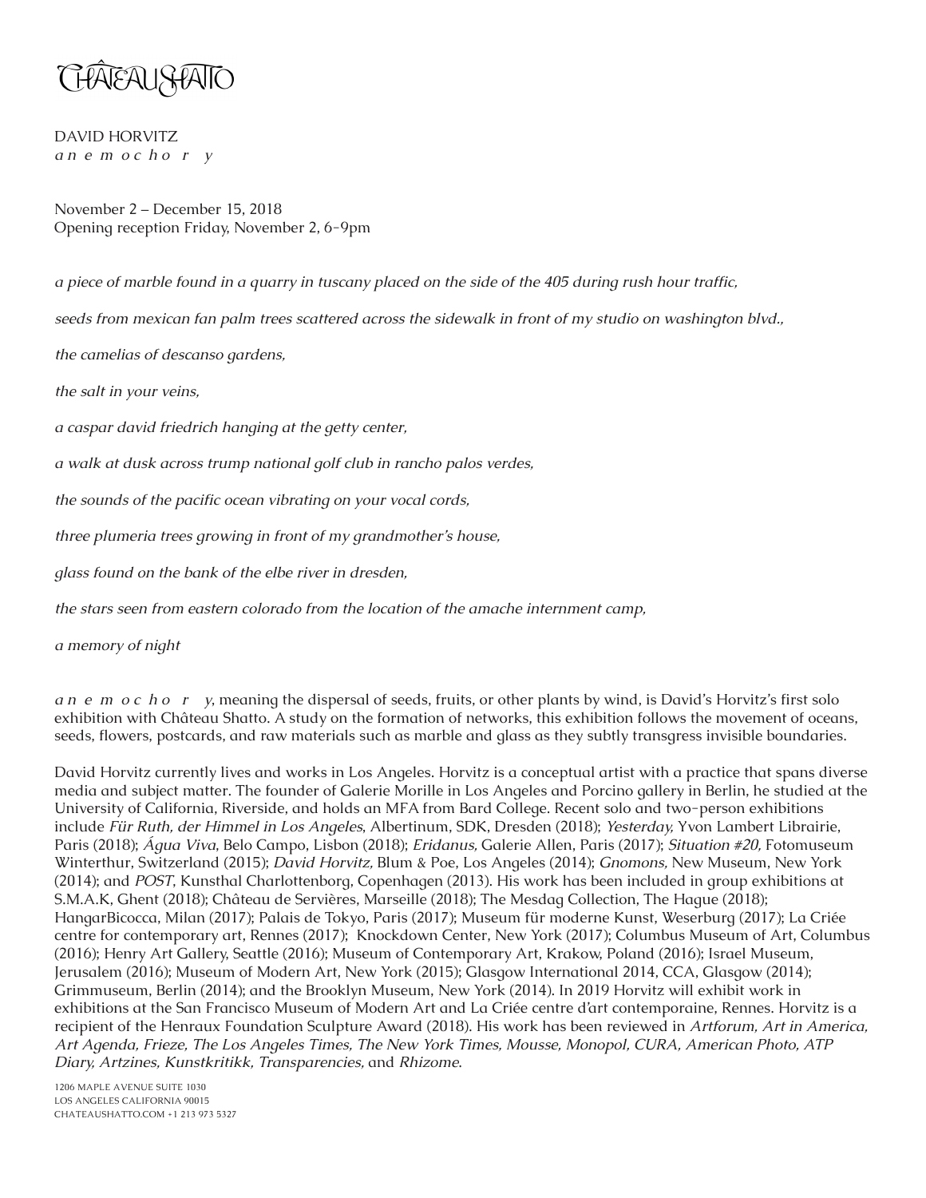CHÂTEAU SHATTO

DAVID HORVITZ
*a n e m o c h o r y*

November 2 – December 15, 2018
Opening reception Friday, November 2, 6-9pm

*a piece of marble found in a quarry in tuscany placed on the side of the 405 during rush hour traffic,*

*seeds from mexican fan palm trees scattered across the sidewalk in front of my studio on washington blvd.,*

*the camelias of descanso gardens,*

*the salt in your veins,*

*a caspar david friedrich hanging at the getty center,*

*a walk at dusk across trump national golf club in rancho palos verdes,*

*the sounds of the pacific ocean vibrating on your vocal cords,*

*three plumeria trees growing in front of my grandmother's house,*

*glass found on the bank of the elbe river in dresden,*

*the stars seen from eastern colorado from the location of the amache internment camp,*

*a memory of night*

*a n e m o c h o r y*, meaning the dispersal of seeds, fruits, or other plants by wind, is David's Horvitz's first solo exhibition with Château Shatto. A study on the formation of networks, this exhibition follows the movement of oceans, seeds, flowers, postcards, and raw materials such as marble and glass as they subtly transgress invisible boundaries.

David Horvitz currently lives and works in Los Angeles. Horvitz is a conceptual artist with a practice that spans diverse media and subject matter. The founder of Galerie Morille in Los Angeles and Porcino gallery in Berlin, he studied at the University of California, Riverside, and holds an MFA from Bard College. Recent solo and two-person exhibitions include *Für Ruth, der Himmel in Los Angeles*, Albertinum, SDK, Dresden (2018); *Yesterday,* Yvon Lambert Librairie, Paris (2018); *Água Viva*, Belo Campo, Lisbon (2018); *Eridanus,* Galerie Allen, Paris (2017); *Situation #20,* Fotomuseum Winterthur, Switzerland (2015); *David Horvitz,* Blum & Poe, Los Angeles (2014); *Gnomons,* New Museum, New York (2014); and *POST*, Kunsthal Charlottenborg, Copenhagen (2013). His work has been included in group exhibitions at S.M.A.K, Ghent (2018); Château de Servières, Marseille (2018); The Mesdag Collection, The Hague (2018); HangarBicocca, Milan (2017); Palais de Tokyo, Paris (2017); Museum für moderne Kunst, Weserburg (2017); La Criée centre for contemporary art, Rennes (2017); Knockdown Center, New York (2017); Columbus Museum of Art, Columbus (2016); Henry Art Gallery, Seattle (2016); Museum of Contemporary Art, Krakow, Poland (2016); Israel Museum, Jerusalem (2016); Museum of Modern Art, New York (2015); Glasgow International 2014, CCA, Glasgow (2014); Grimmuseum, Berlin (2014); and the Brooklyn Museum, New York (2014). In 2019 Horvitz will exhibit work in exhibitions at the San Francisco Museum of Modern Art and La Criée centre d'art contemporaine, Rennes. Horvitz is a recipient of the Henraux Foundation Sculpture Award (2018). His work has been reviewed in *Artforum, Art in America, Art Agenda, Frieze, The Los Angeles Times, The New York Times, Mousse, Monopol, CURA, American Photo, ATP Diary, Artzines, Kunstkritikk, Transparencies,* and *Rhizome*.

1206 MAPLE AVENUE SUITE 1030
LOS ANGELES CALIFORNIA 90015
CHATEAUSHATTO.COM +1 213 973 5327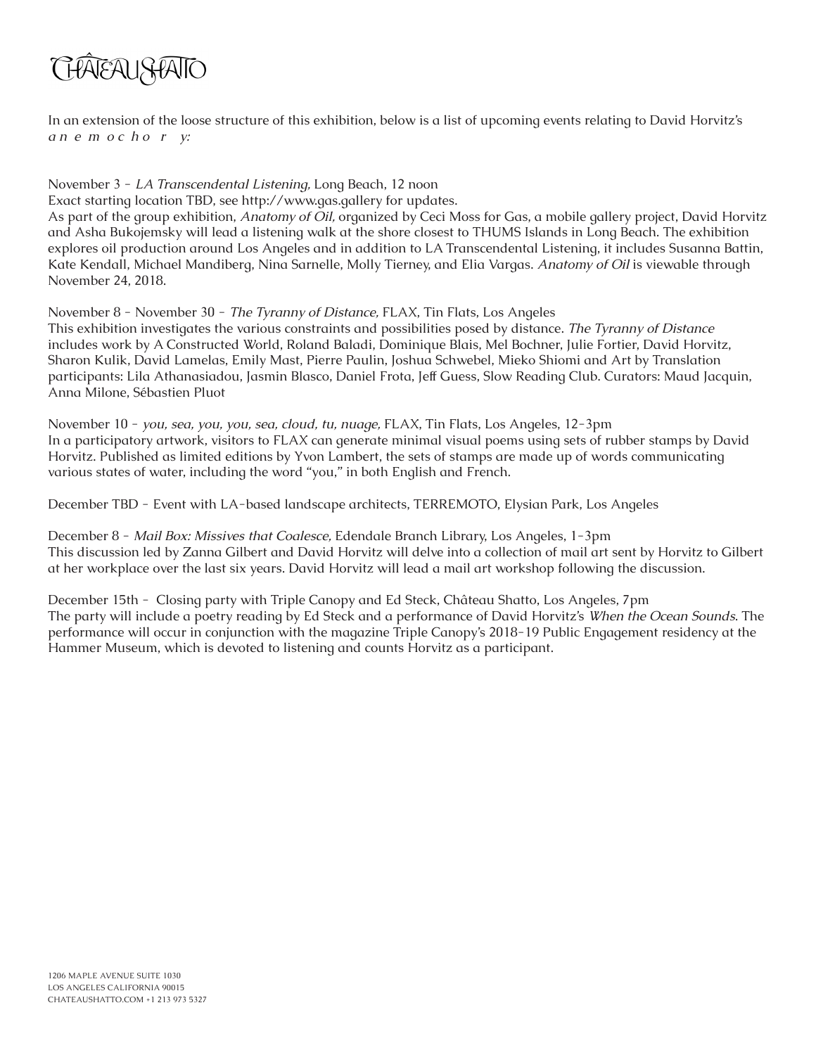# CHÂTEAU SHATTO

In an extension of the loose structure of this exhibition, below is a list of upcoming events relating to David Horvitz's *a n e m o c h o r y:*

November 3 – *LA Transcendental Listening,* Long Beach, 12 noon
Exact starting location TBD, see http://www.gas.gallery for updates.
As part of the group exhibition, *Anatomy of Oil,* organized by Ceci Moss for Gas, a mobile gallery project, David Horvitz and Asha Bukojemsky will lead a listening walk at the shore closest to THUMS Islands in Long Beach. The exhibition explores oil production around Los Angeles and in addition to LA Transcendental Listening, it includes Susanna Battin, Kate Kendall, Michael Mandiberg, Nina Sarnelle, Molly Tierney, and Elia Vargas. *Anatomy of Oil* is viewable through November 24, 2018.

November 8 – November 30 – *The Tyranny of Distance,* FLAX, Tin Flats, Los Angeles
This exhibition investigates the various constraints and possibilities posed by distance. *The Tyranny of Distance* includes work by A Constructed World, Roland Baladi, Dominique Blais, Mel Bochner, Julie Fortier, David Horvitz, Sharon Kulik, David Lamelas, Emily Mast, Pierre Paulin, Joshua Schwebel, Mieko Shiomi and Art by Translation participants: Lila Athanasiadou, Jasmin Blasco, Daniel Frota, Jeff Guess, Slow Reading Club. Curators: Maud Jacquin, Anna Milone, Sébastien Pluot

November 10 – *you, sea, you, you, sea, cloud, tu, nuage,* FLAX, Tin Flats, Los Angeles, 12–3pm
In a participatory artwork, visitors to FLAX can generate minimal visual poems using sets of rubber stamps by David Horvitz. Published as limited editions by Yvon Lambert, the sets of stamps are made up of words communicating various states of water, including the word "you," in both English and French.

December TBD – Event with LA-based landscape architects, TERREMOTO, Elysian Park, Los Angeles

December 8 – *Mail Box: Missives that Coalesce,* Edendale Branch Library, Los Angeles, 1–3pm
This discussion led by Zanna Gilbert and David Horvitz will delve into a collection of mail art sent by Horvitz to Gilbert at her workplace over the last six years. David Horvitz will lead a mail art workshop following the discussion.

December 15th – Closing party with Triple Canopy and Ed Steck, Château Shatto, Los Angeles, 7pm
The party will include a poetry reading by Ed Steck and a performance of David Horvitz's *When the Ocean Sounds*. The performance will occur in conjunction with the magazine Triple Canopy's 2018–19 Public Engagement residency at the Hammer Museum, which is devoted to listening and counts Horvitz as a participant.

1206 MAPLE AVENUE SUITE 1030
LOS ANGELES CALIFORNIA 90015
CHATEAUSHATTO.COM +1 213 973 5327